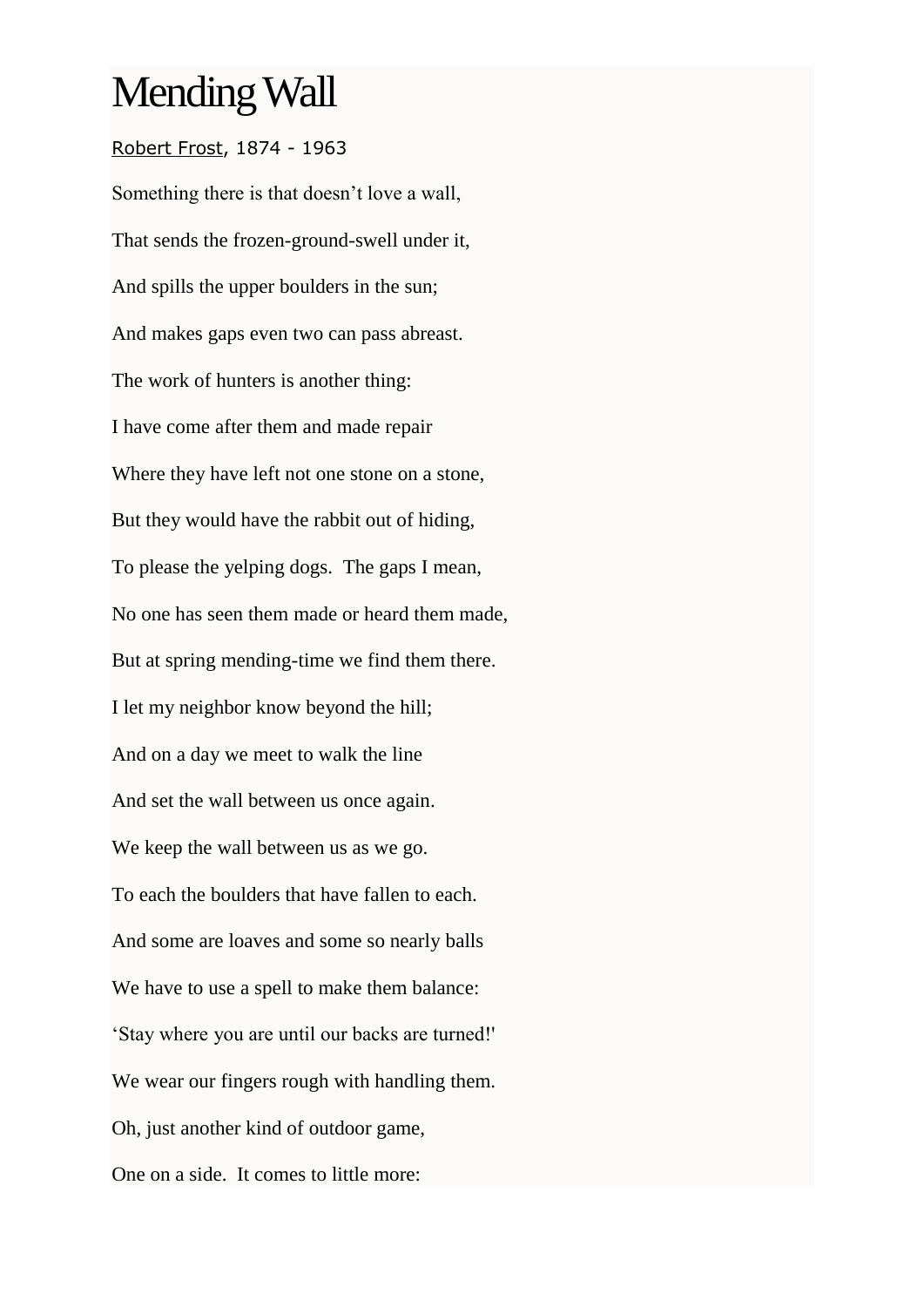# Mending Wall

[Robert Frost](), 1874 - 1963

Something there is that doesn’t love a wall,

That sends the frozen-ground-swell under it,

And spills the upper boulders in the sun;

And makes gaps even two can pass abreast.

The work of hunters is another thing:

I have come after them and made repair

Where they have left not one stone on a stone,

But they would have the rabbit out of hiding,

To please the yelping dogs. The gaps I mean,

No one has seen them made or heard them made,

But at spring mending-time we find them there.

I let my neighbor know beyond the hill;

And on a day we meet to walk the line

And set the wall between us once again.

We keep the wall between us as we go.

To each the boulders that have fallen to each.

And some are loaves and some so nearly balls

We have to use a spell to make them balance:

‘Stay where you are until our backs are turned!'

We wear our fingers rough with handling them.

Oh, just another kind of outdoor game,

One on a side. It comes to little more: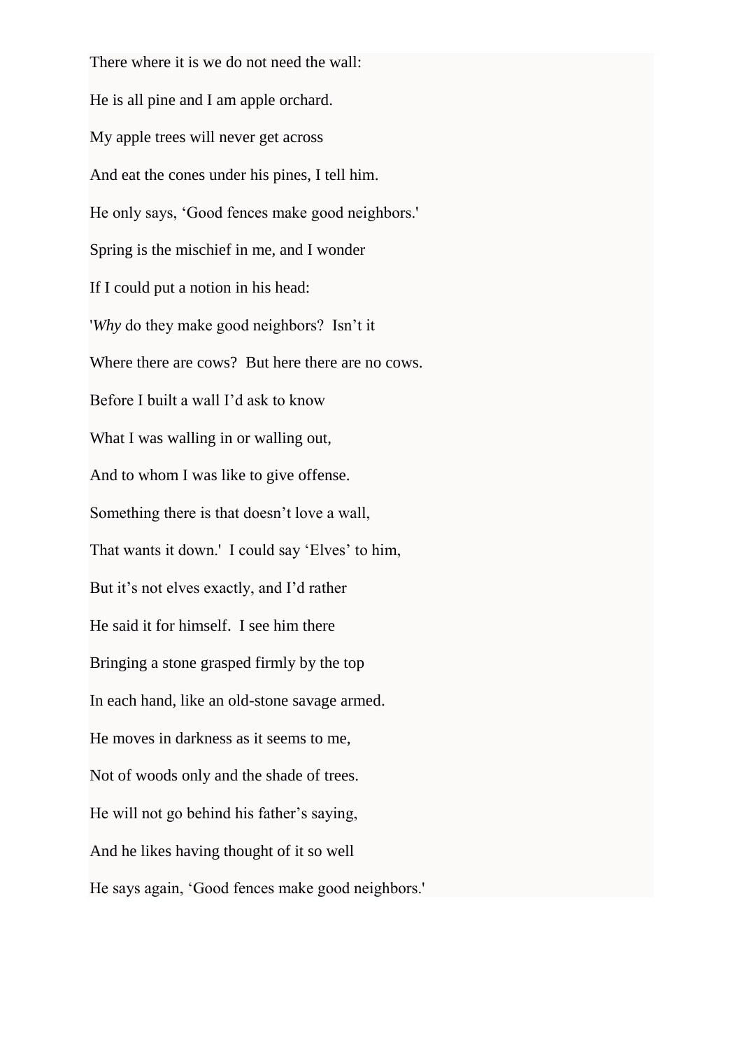There where it is we do not need the wall:

He is all pine and I am apple orchard.

My apple trees will never get across

And eat the cones under his pines, I tell him.

He only says, 'Good fences make good neighbors.'

Spring is the mischief in me, and I wonder

If I could put a notion in his head:

'*Why* do they make good neighbors?  Isn't it

Where there are cows?  But here there are no cows.

Before I built a wall I'd ask to know

What I was walling in or walling out,

And to whom I was like to give offense.

Something there is that doesn't love a wall,

That wants it down.'  I could say 'Elves' to him,

But it's not elves exactly, and I'd rather

He said it for himself.  I see him there

Bringing a stone grasped firmly by the top

In each hand, like an old-stone savage armed.

He moves in darkness as it seems to me,

Not of woods only and the shade of trees.

He will not go behind his father's saying,

And he likes having thought of it so well

He says again, 'Good fences make good neighbors.'